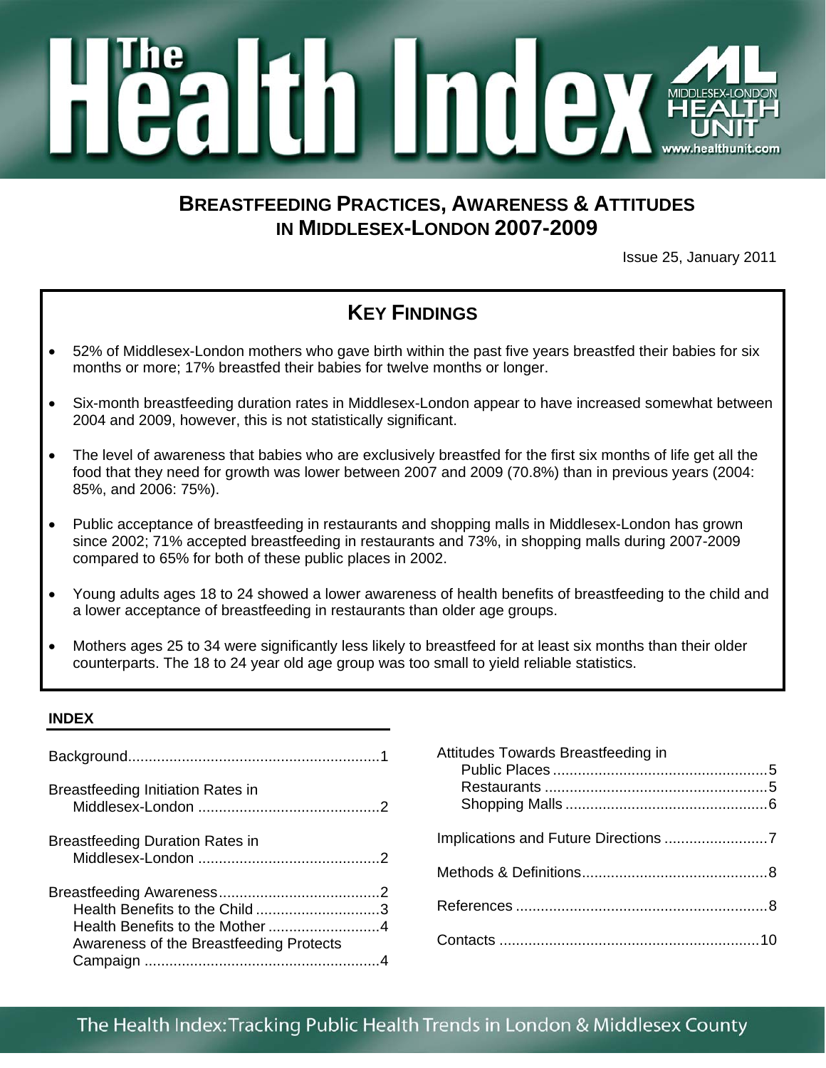# The Health Index

MIDDLESEX-LONDON HEALTH UNIT
www.healthunit.com

## BREASTFEEDING PRACTICES, AWARENESS & ATTITUDES IN MIDDLESEX-LONDON 2007-2009

Issue 25, January 2011

## KEY FINDINGS

- 52% of Middlesex-London mothers who gave birth within the past five years breastfed their babies for six months or more; 17% breastfed their babies for twelve months or longer.
- Six-month breastfeeding duration rates in Middlesex-London appear to have increased somewhat between 2004 and 2009, however, this is not statistically significant.
- The level of awareness that babies who are exclusively breastfed for the first six months of life get all the food that they need for growth was lower between 2007 and 2009 (70.8%) than in previous years (2004: 85%, and 2006: 75%).
- Public acceptance of breastfeeding in restaurants and shopping malls in Middlesex-London has grown since 2002; 71% accepted breastfeeding in restaurants and 73%, in shopping malls during 2007-2009 compared to 65% for both of these public places in 2002.
- Young adults ages 18 to 24 showed a lower awareness of health benefits of breastfeeding to the child and a lower acceptance of breastfeeding in restaurants than older age groups.
- Mothers ages 25 to 34 were significantly less likely to breastfeed for at least six months than their older counterparts. The 18 to 24 year old age group was too small to yield reliable statistics.

### INDEX

- Background....1
- Breastfeeding Initiation Rates in Middlesex-London....2
- Breastfeeding Duration Rates in Middlesex-London....2
- Breastfeeding Awareness....2
  - Health Benefits to the Child....3
  - Health Benefits to the Mother....4
  - Awareness of the Breastfeeding Protects Campaign....4
- Attitudes Towards Breastfeeding in Public Places....5
  - Restaurants....5
  - Shopping Malls....6
- Implications and Future Directions....7
- Methods & Definitions....8
- References....8
- Contacts....10

The Health Index: Tracking Public Health Trends in London & Middlesex County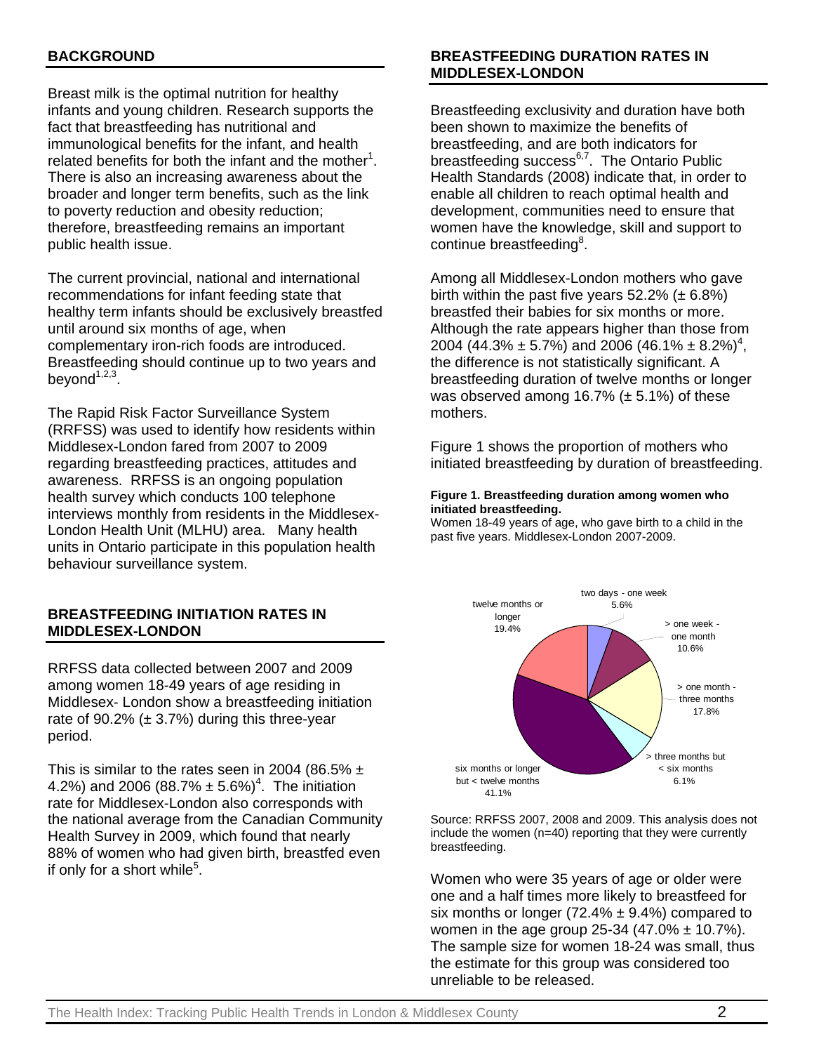## BACKGROUND

Breast milk is the optimal nutrition for healthy infants and young children. Research supports the fact that breastfeeding has nutritional and immunological benefits for the infant, and health related benefits for both the infant and the mother[1]. There is also an increasing awareness about the broader and longer term benefits, such as the link to poverty reduction and obesity reduction; therefore, breastfeeding remains an important public health issue.

The current provincial, national and international recommendations for infant feeding state that healthy term infants should be exclusively breastfed until around six months of age, when complementary iron-rich foods are introduced. Breastfeeding should continue up to two years and beyond[1,2,3].

The Rapid Risk Factor Surveillance System (RRFSS) was used to identify how residents within Middlesex-London fared from 2007 to 2009 regarding breastfeeding practices, attitudes and awareness. RRFSS is an ongoing population health survey which conducts 100 telephone interviews monthly from residents in the Middlesex-London Health Unit (MLHU) area. Many health units in Ontario participate in this population health behaviour surveillance system.

## BREASTFEEDING INITIATION RATES IN MIDDLESEX-LONDON

RRFSS data collected between 2007 and 2009 among women 18-49 years of age residing in Middlesex- London show a breastfeeding initiation rate of 90.2% (± 3.7%) during this three-year period.

This is similar to the rates seen in 2004 (86.5% ± 4.2%) and 2006 (88.7% ± 5.6%)[4]. The initiation rate for Middlesex-London also corresponds with the national average from the Canadian Community Health Survey in 2009, which found that nearly 88% of women who had given birth, breastfed even if only for a short while[5].

## BREASTFEEDING DURATION RATES IN MIDDLESEX-LONDON

Breastfeeding exclusivity and duration have both been shown to maximize the benefits of breastfeeding, and are both indicators for breastfeeding success[6,7]. The Ontario Public Health Standards (2008) indicate that, in order to enable all children to reach optimal health and development, communities need to ensure that women have the knowledge, skill and support to continue breastfeeding[8].

Among all Middlesex-London mothers who gave birth within the past five years 52.2% (± 6.8%) breastfed their babies for six months or more. Although the rate appears higher than those from 2004 (44.3% ± 5.7%) and 2006 (46.1% ± 8.2%)[4], the difference is not statistically significant. A breastfeeding duration of twelve months or longer was observed among 16.7% (± 5.1%) of these mothers.

Figure 1 shows the proportion of mothers who initiated breastfeeding by duration of breastfeeding.

**Figure 1. Breastfeeding duration among women who initiated breastfeeding.**

Women 18-49 years of age, who gave birth to a child in the past five years. Middlesex-London 2007-2009.

| Duration | Percent |
|---|---|
| two days - one week | 5.6% |
| > one week - one month | 10.6% |
| > one month - three months | 17.8% |
| > three months but < six months | 6.1% |
| six months or longer but < twelve months | 41.1% |
| twelve months or longer | 19.4% |

Source: RRFSS 2007, 2008 and 2009. This analysis does not include the women (n=40) reporting that they were currently breastfeeding.

Women who were 35 years of age or older were one and a half times more likely to breastfeed for six months or longer (72.4% ± 9.4%) compared to women in the age group 25-34 (47.0% ± 10.7%). The sample size for women 18-24 was small, thus the estimate for this group was considered too unreliable to be released.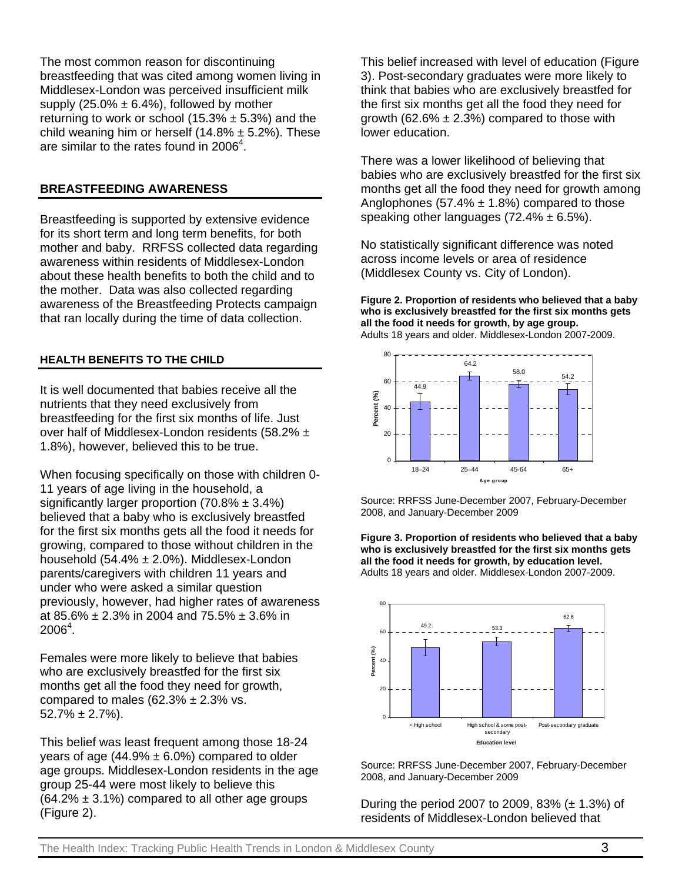The most common reason for discontinuing breastfeeding that was cited among women living in Middlesex-London was perceived insufficient milk supply (25.0% ± 6.4%), followed by mother returning to work or school (15.3% ± 5.3%) and the child weaning him or herself (14.8% ± 5.2%). These are similar to the rates found in 2006[4].

## BREASTFEEDING AWARENESS

Breastfeeding is supported by extensive evidence for its short term and long term benefits, for both mother and baby. RRFSS collected data regarding awareness within residents of Middlesex-London about these health benefits to both the child and to the mother. Data was also collected regarding awareness of the Breastfeeding Protects campaign that ran locally during the time of data collection.

### HEALTH BENEFITS TO THE CHILD

It is well documented that babies receive all the nutrients that they need exclusively from breastfeeding for the first six months of life. Just over half of Middlesex-London residents (58.2% ± 1.8%), however, believed this to be true.

When focusing specifically on those with children 0-11 years of age living in the household, a significantly larger proportion (70.8% ± 3.4%) believed that a baby who is exclusively breastfed for the first six months gets all the food it needs for growing, compared to those without children in the household (54.4% ± 2.0%). Middlesex-London parents/caregivers with children 11 years and under who were asked a similar question previously, however, had higher rates of awareness at 85.6% ± 2.3% in 2004 and 75.5% ± 3.6% in 2006[4].

Females were more likely to believe that babies who are exclusively breastfed for the first six months get all the food they need for growth, compared to males (62.3% ± 2.3% vs. 52.7% ± 2.7%).

This belief was least frequent among those 18-24 years of age (44.9% ± 6.0%) compared to older age groups. Middlesex-London residents in the age group 25-44 were most likely to believe this (64.2% ± 3.1%) compared to all other age groups (Figure 2).

This belief increased with level of education (Figure 3). Post-secondary graduates were more likely to think that babies who are exclusively breastfed for the first six months get all the food they need for growth (62.6% ± 2.3%) compared to those with lower education.

There was a lower likelihood of believing that babies who are exclusively breastfed for the first six months get all the food they need for growth among Anglophones (57.4% ± 1.8%) compared to those speaking other languages (72.4% ± 6.5%).

No statistically significant difference was noted across income levels or area of residence (Middlesex County vs. City of London).

**Figure 2. Proportion of residents who believed that a baby who is exclusively breastfed for the first six months gets all the food it needs for growth, by age group.** Adults 18 years and older. Middlesex-London 2007-2009.

| Age group | Percent (%) |
|---|---|
| 18–24 | 44.9 |
| 25–44 | 64.2 |
| 45-64 | 58.0 |
| 65+ | 54.2 |

Source: RRFSS June-December 2007, February-December 2008, and January-December 2009

**Figure 3. Proportion of residents who believed that a baby who is exclusively breastfed for the first six months gets all the food it needs for growth, by education level.** Adults 18 years and older. Middlesex-London 2007-2009.

| Education level | Percent (%) |
|---|---|
| < High school | 49.2 |
| High school & some post-secondary | 53.3 |
| Post-secondary graduate | 62.6 |

Source: RRFSS June-December 2007, February-December 2008, and January-December 2009

During the period 2007 to 2009, 83% (± 1.3%) of residents of Middlesex-London believed that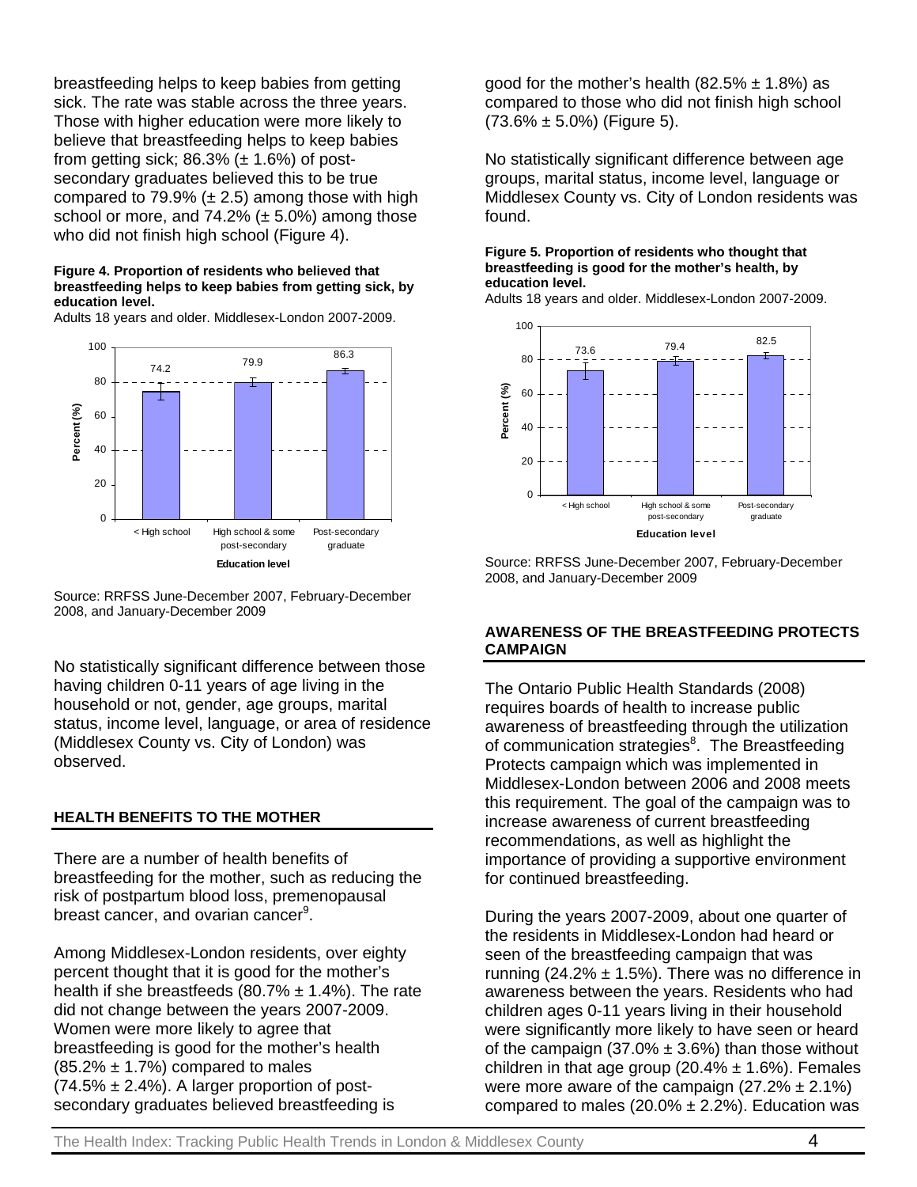breastfeeding helps to keep babies from getting sick. The rate was stable across the three years. Those with higher education were more likely to believe that breastfeeding helps to keep babies from getting sick; 86.3% (± 1.6%) of post-secondary graduates believed this to be true compared to 79.9% (± 2.5) among those with high school or more, and 74.2% (± 5.0%) among those who did not finish high school (Figure 4).

**Figure 4. Proportion of residents who believed that breastfeeding helps to keep babies from getting sick, by education level.**

Adults 18 years and older. Middlesex-London 2007-2009.

| Education level | Percent (%) |
|---|---|
| < High school | 74.2 |
| High school & some post-secondary | 79.9 |
| Post-secondary graduate | 86.3 |

Source: RRFSS June-December 2007, February-December 2008, and January-December 2009

No statistically significant difference between those having children 0-11 years of age living in the household or not, gender, age groups, marital status, income level, language, or area of residence (Middlesex County vs. City of London) was observed.

## HEALTH BENEFITS TO THE MOTHER

There are a number of health benefits of breastfeeding for the mother, such as reducing the risk of postpartum blood loss, premenopausal breast cancer, and ovarian cancer[9].

Among Middlesex-London residents, over eighty percent thought that it is good for the mother's health if she breastfeeds (80.7% ± 1.4%). The rate did not change between the years 2007-2009. Women were more likely to agree that breastfeeding is good for the mother's health (85.2% ± 1.7%) compared to males (74.5% ± 2.4%). A larger proportion of post-secondary graduates believed breastfeeding is good for the mother's health (82.5% ± 1.8%) as compared to those who did not finish high school (73.6% ± 5.0%) (Figure 5).

No statistically significant difference between age groups, marital status, income level, language or Middlesex County vs. City of London residents was found.

**Figure 5. Proportion of residents who thought that breastfeeding is good for the mother's health, by education level.**

Adults 18 years and older. Middlesex-London 2007-2009.

| Education level | Percent (%) |
|---|---|
| < High school | 73.6 |
| High school & some post-secondary | 79.4 |
| Post-secondary graduate | 82.5 |

Source: RRFSS June-December 2007, February-December 2008, and January-December 2009

## AWARENESS OF THE BREASTFEEDING PROTECTS CAMPAIGN

The Ontario Public Health Standards (2008) requires boards of health to increase public awareness of breastfeeding through the utilization of communication strategies[8]. The Breastfeeding Protects campaign which was implemented in Middlesex-London between 2006 and 2008 meets this requirement. The goal of the campaign was to increase awareness of current breastfeeding recommendations, as well as highlight the importance of providing a supportive environment for continued breastfeeding.

During the years 2007-2009, about one quarter of the residents in Middlesex-London had heard or seen of the breastfeeding campaign that was running (24.2% ± 1.5%). There was no difference in awareness between the years. Residents who had children ages 0-11 years living in their household were significantly more likely to have seen or heard of the campaign (37.0% ± 3.6%) than those without children in that age group (20.4% ± 1.6%). Females were more aware of the campaign (27.2% ± 2.1%) compared to males (20.0% ± 2.2%). Education was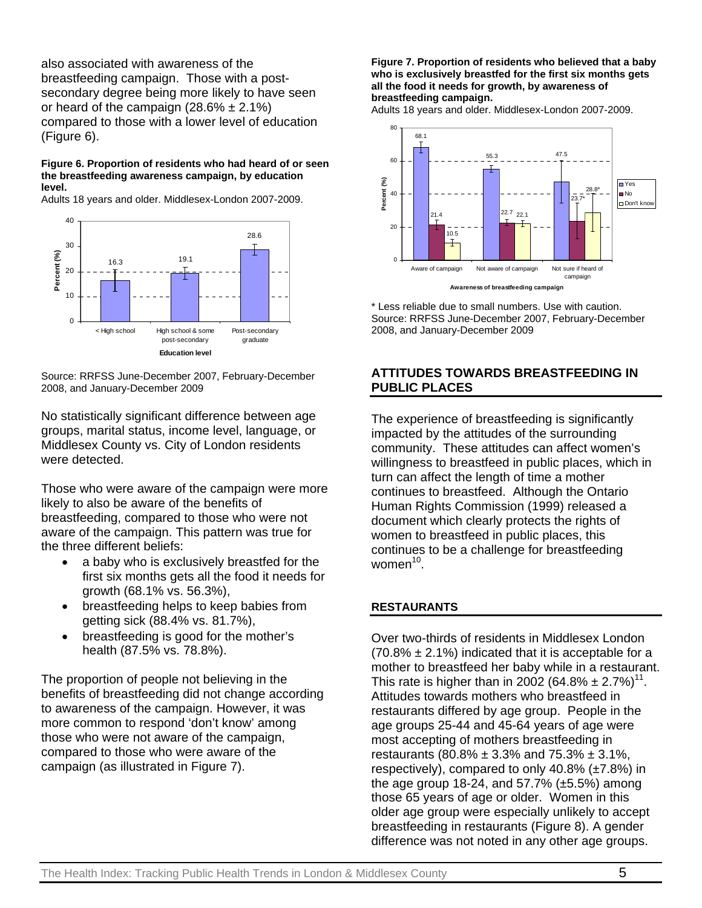also associated with awareness of the breastfeeding campaign. Those with a post-secondary degree being more likely to have seen or heard of the campaign (28.6% ± 2.1%) compared to those with a lower level of education (Figure 6).

**Figure 6. Proportion of residents who had heard of or seen the breastfeeding awareness campaign, by education level.**

Adults 18 years and older. Middlesex-London 2007-2009.

| Education level | Percent (%) |
|---|---|
| < High school | 16.3 |
| High school & some post-secondary | 19.1 |
| Post-secondary graduate | 28.6 |

Source: RRFSS June-December 2007, February-December 2008, and January-December 2009

No statistically significant difference between age groups, marital status, income level, language, or Middlesex County vs. City of London residents were detected.

Those who were aware of the campaign were more likely to also be aware of the benefits of breastfeeding, compared to those who were not aware of the campaign. This pattern was true for the three different beliefs:

- a baby who is exclusively breastfed for the first six months gets all the food it needs for growth (68.1% vs. 56.3%),
- breastfeeding helps to keep babies from getting sick (88.4% vs. 81.7%),
- breastfeeding is good for the mother's health (87.5% vs. 78.8%).

The proportion of people not believing in the benefits of breastfeeding did not change according to awareness of the campaign. However, it was more common to respond 'don't know' among those who were not aware of the campaign, compared to those who were aware of the campaign (as illustrated in Figure 7).

**Figure 7. Proportion of residents who believed that a baby who is exclusively breastfed for the first six months gets all the food it needs for growth, by awareness of breastfeeding campaign.**

Adults 18 years and older. Middlesex-London 2007-2009.

| Awareness of breastfeeding campaign | Yes | No | Don't know |
|---|---|---|---|
| Aware of campaign | 68.1 | 21.4 | 10.5 |
| Not aware of campaign | 55.3 | 22.7 | 22.1 |
| Not sure if heard of campaign | 47.5 | 23.7* | 28.8* |

\* Less reliable due to small numbers. Use with caution.

Source: RRFSS June-December 2007, February-December 2008, and January-December 2009

## ATTITUDES TOWARDS BREASTFEEDING IN PUBLIC PLACES

The experience of breastfeeding is significantly impacted by the attitudes of the surrounding community. These attitudes can affect women's willingness to breastfeed in public places, which in turn can affect the length of time a mother continues to breastfeed. Although the Ontario Human Rights Commission (1999) released a document which clearly protects the rights of women to breastfeed in public places, this continues to be a challenge for breastfeeding women[10].

### RESTAURANTS

Over two-thirds of residents in Middlesex London (70.8% ± 2.1%) indicated that it is acceptable for a mother to breastfeed her baby while in a restaurant. This rate is higher than in 2002 (64.8% ± 2.7%)[11]. Attitudes towards mothers who breastfeed in restaurants differed by age group. People in the age groups 25-44 and 45-64 years of age were most accepting of mothers breastfeeding in restaurants (80.8% ± 3.3% and 75.3% ± 3.1%, respectively), compared to only 40.8% (±7.8%) in the age group 18-24, and 57.7% (±5.5%) among those 65 years of age or older. Women in this older age group were especially unlikely to accept breastfeeding in restaurants (Figure 8). A gender difference was not noted in any other age groups.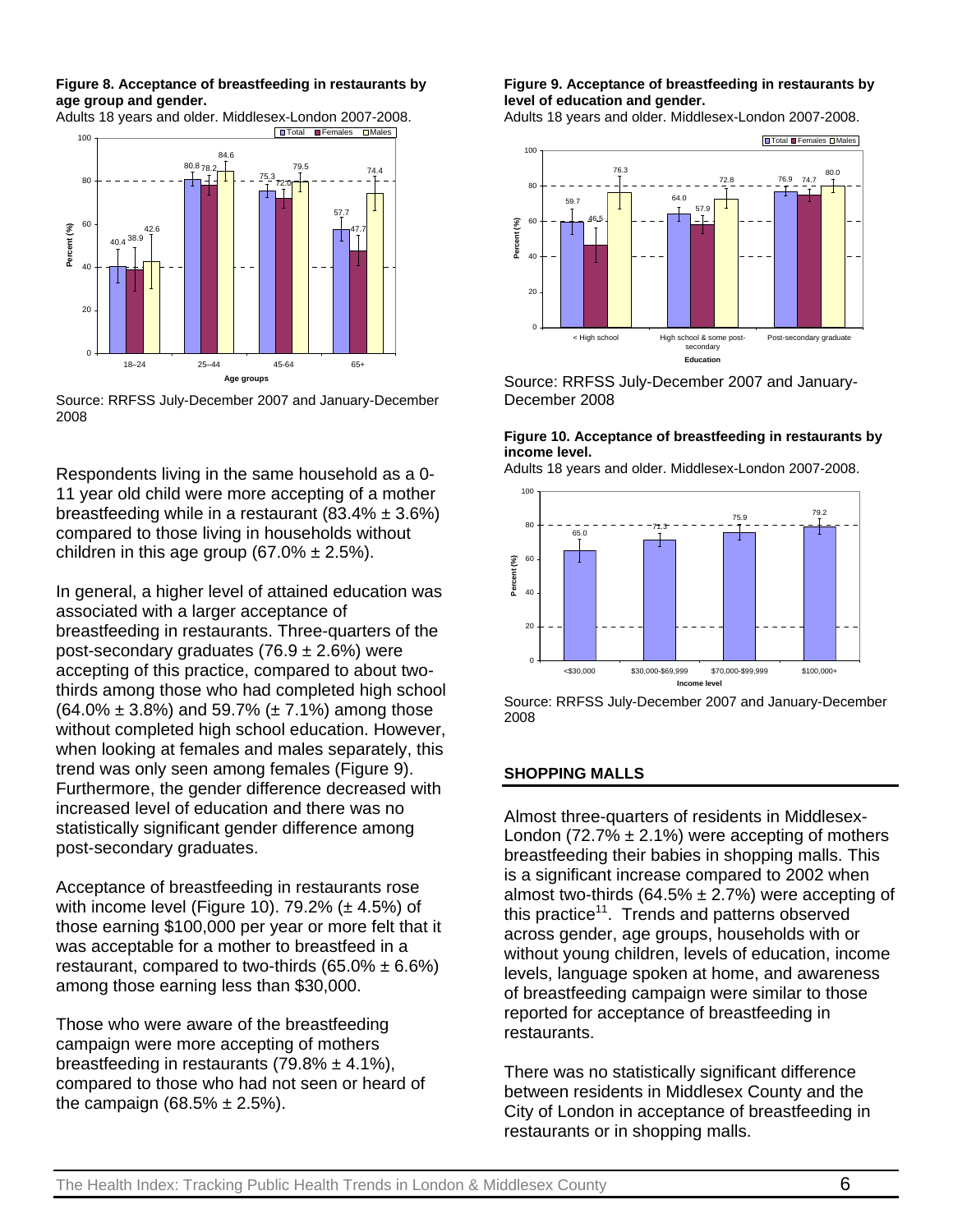**Figure 8. Acceptance of breastfeeding in restaurants by age group and gender.**

Adults 18 years and older. Middlesex-London 2007-2008.

Source: RRFSS July-December 2007 and January-December 2008

Respondents living in the same household as a 0-11 year old child were more accepting of a mother breastfeeding while in a restaurant (83.4% ± 3.6%) compared to those living in households without children in this age group (67.0% ± 2.5%).

In general, a higher level of attained education was associated with a larger acceptance of breastfeeding in restaurants. Three-quarters of the post-secondary graduates (76.9 ± 2.6%) were accepting of this practice, compared to about two-thirds among those who had completed high school (64.0% ± 3.8%) and 59.7% (± 7.1%) among those without completed high school education. However, when looking at females and males separately, this trend was only seen among females (Figure 9). Furthermore, the gender difference decreased with increased level of education and there was no statistically significant gender difference among post-secondary graduates.

Acceptance of breastfeeding in restaurants rose with income level (Figure 10). 79.2% (± 4.5%) of those earning $100,000 per year or more felt that it was acceptable for a mother to breastfeed in a restaurant, compared to two-thirds (65.0% ± 6.6%) among those earning less than $30,000.

Those who were aware of the breastfeeding campaign were more accepting of mothers breastfeeding in restaurants (79.8% ± 4.1%), compared to those who had not seen or heard of the campaign (68.5% ± 2.5%).

**Figure 9. Acceptance of breastfeeding in restaurants by level of education and gender.**

Adults 18 years and older. Middlesex-London 2007-2008.

Source: RRFSS July-December 2007 and January-December 2008

**Figure 10. Acceptance of breastfeeding in restaurants by income level.**

Adults 18 years and older. Middlesex-London 2007-2008.

Source: RRFSS July-December 2007 and January-December 2008

## SHOPPING MALLS

Almost three-quarters of residents in Middlesex-London (72.7% ± 2.1%) were accepting of mothers breastfeeding their babies in shopping malls. This is a significant increase compared to 2002 when almost two-thirds (64.5% ± 2.7%) were accepting of this practice[11]. Trends and patterns observed across gender, age groups, households with or without young children, levels of education, income levels, language spoken at home, and awareness of breastfeeding campaign were similar to those reported for acceptance of breastfeeding in restaurants.

There was no statistically significant difference between residents in Middlesex County and the City of London in acceptance of breastfeeding in restaurants or in shopping malls.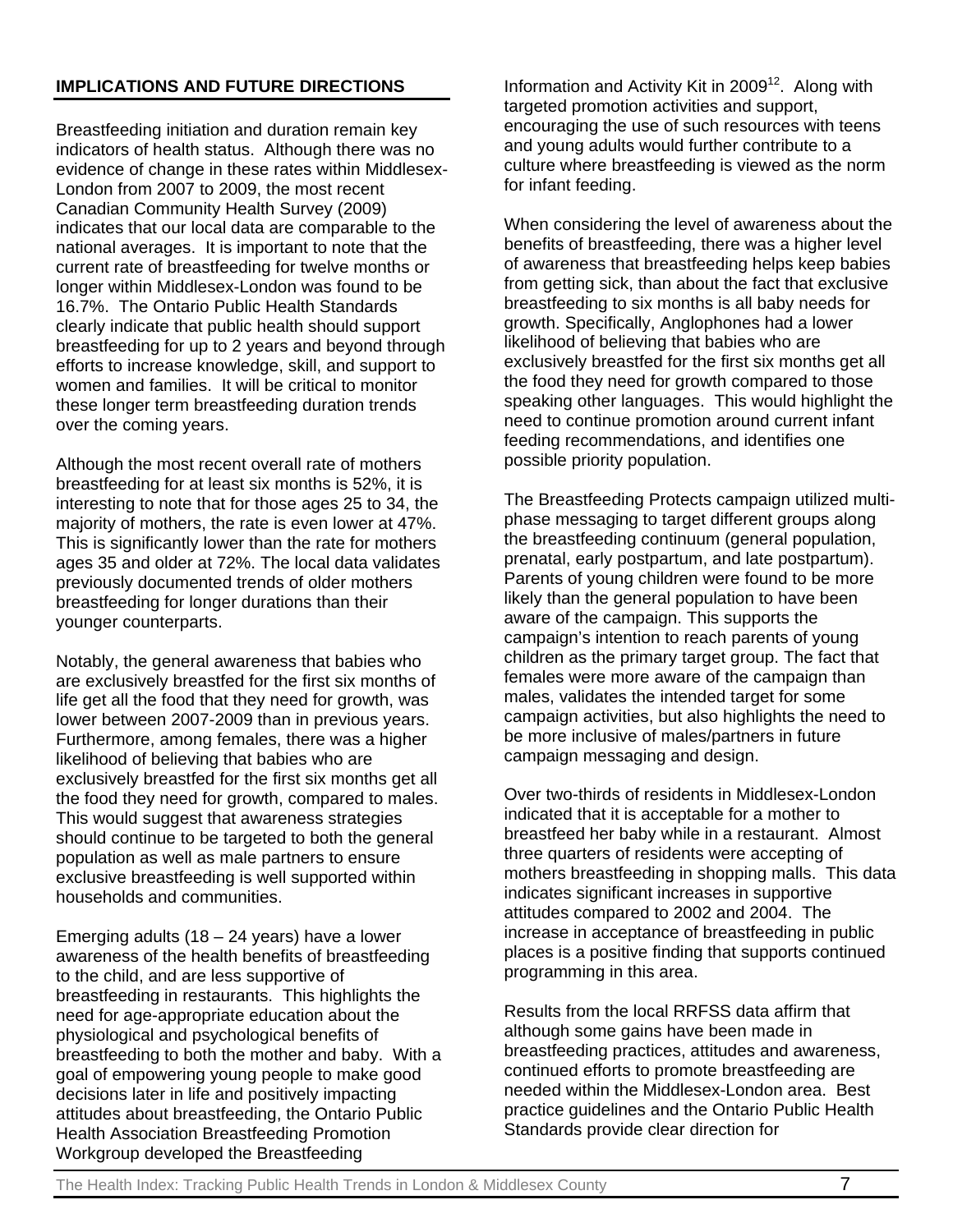## IMPLICATIONS AND FUTURE DIRECTIONS

Breastfeeding initiation and duration remain key indicators of health status. Although there was no evidence of change in these rates within Middlesex-London from 2007 to 2009, the most recent Canadian Community Health Survey (2009) indicates that our local data are comparable to the national averages. It is important to note that the current rate of breastfeeding for twelve months or longer within Middlesex-London was found to be 16.7%. The Ontario Public Health Standards clearly indicate that public health should support breastfeeding for up to 2 years and beyond through efforts to increase knowledge, skill, and support to women and families. It will be critical to monitor these longer term breastfeeding duration trends over the coming years.

Although the most recent overall rate of mothers breastfeeding for at least six months is 52%, it is interesting to note that for those ages 25 to 34, the majority of mothers, the rate is even lower at 47%. This is significantly lower than the rate for mothers ages 35 and older at 72%. The local data validates previously documented trends of older mothers breastfeeding for longer durations than their younger counterparts.

Notably, the general awareness that babies who are exclusively breastfed for the first six months of life get all the food that they need for growth, was lower between 2007-2009 than in previous years. Furthermore, among females, there was a higher likelihood of believing that babies who are exclusively breastfed for the first six months get all the food they need for growth, compared to males. This would suggest that awareness strategies should continue to be targeted to both the general population as well as male partners to ensure exclusive breastfeeding is well supported within households and communities.

Emerging adults (18 – 24 years) have a lower awareness of the health benefits of breastfeeding to the child, and are less supportive of breastfeeding in restaurants. This highlights the need for age-appropriate education about the physiological and psychological benefits of breastfeeding to both the mother and baby. With a goal of empowering young people to make good decisions later in life and positively impacting attitudes about breastfeeding, the Ontario Public Health Association Breastfeeding Promotion Workgroup developed the Breastfeeding Information and Activity Kit in 2009[12]. Along with targeted promotion activities and support, encouraging the use of such resources with teens and young adults would further contribute to a culture where breastfeeding is viewed as the norm for infant feeding.

When considering the level of awareness about the benefits of breastfeeding, there was a higher level of awareness that breastfeeding helps keep babies from getting sick, than about the fact that exclusive breastfeeding to six months is all baby needs for growth. Specifically, Anglophones had a lower likelihood of believing that babies who are exclusively breastfed for the first six months get all the food they need for growth compared to those speaking other languages. This would highlight the need to continue promotion around current infant feeding recommendations, and identifies one possible priority population.

The Breastfeeding Protects campaign utilized multi-phase messaging to target different groups along the breastfeeding continuum (general population, prenatal, early postpartum, and late postpartum). Parents of young children were found to be more likely than the general population to have been aware of the campaign. This supports the campaign's intention to reach parents of young children as the primary target group. The fact that females were more aware of the campaign than males, validates the intended target for some campaign activities, but also highlights the need to be more inclusive of males/partners in future campaign messaging and design.

Over two-thirds of residents in Middlesex-London indicated that it is acceptable for a mother to breastfeed her baby while in a restaurant. Almost three quarters of residents were accepting of mothers breastfeeding in shopping malls. This data indicates significant increases in supportive attitudes compared to 2002 and 2004. The increase in acceptance of breastfeeding in public places is a positive finding that supports continued programming in this area.

Results from the local RRFSS data affirm that although some gains have been made in breastfeeding practices, attitudes and awareness, continued efforts to promote breastfeeding are needed within the Middlesex-London area. Best practice guidelines and the Ontario Public Health Standards provide clear direction for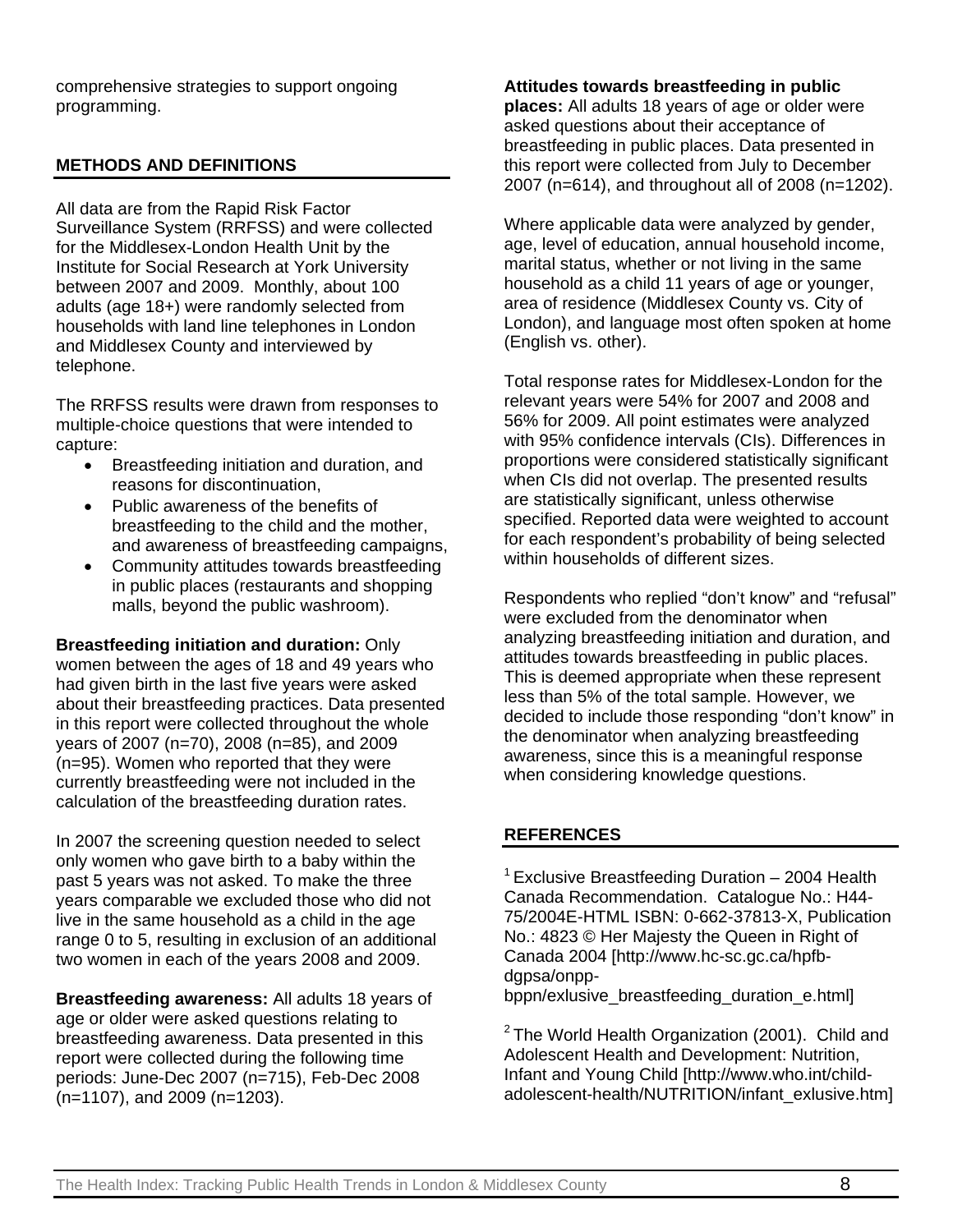comprehensive strategies to support ongoing programming.

## METHODS AND DEFINITIONS

All data are from the Rapid Risk Factor Surveillance System (RRFSS) and were collected for the Middlesex-London Health Unit by the Institute for Social Research at York University between 2007 and 2009. Monthly, about 100 adults (age 18+) were randomly selected from households with land line telephones in London and Middlesex County and interviewed by telephone.

The RRFSS results were drawn from responses to multiple-choice questions that were intended to capture:

- Breastfeeding initiation and duration, and reasons for discontinuation,
- Public awareness of the benefits of breastfeeding to the child and the mother, and awareness of breastfeeding campaigns,
- Community attitudes towards breastfeeding in public places (restaurants and shopping malls, beyond the public washroom).

**Breastfeeding initiation and duration:** Only women between the ages of 18 and 49 years who had given birth in the last five years were asked about their breastfeeding practices. Data presented in this report were collected throughout the whole years of 2007 (n=70), 2008 (n=85), and 2009 (n=95). Women who reported that they were currently breastfeeding were not included in the calculation of the breastfeeding duration rates.

In 2007 the screening question needed to select only women who gave birth to a baby within the past 5 years was not asked. To make the three years comparable we excluded those who did not live in the same household as a child in the age range 0 to 5, resulting in exclusion of an additional two women in each of the years 2008 and 2009.

**Breastfeeding awareness:** All adults 18 years of age or older were asked questions relating to breastfeeding awareness. Data presented in this report were collected during the following time periods: June-Dec 2007 (n=715), Feb-Dec 2008 (n=1107), and 2009 (n=1203).

**Attitudes towards breastfeeding in public places:** All adults 18 years of age or older were asked questions about their acceptance of breastfeeding in public places. Data presented in this report were collected from July to December 2007 (n=614), and throughout all of 2008 (n=1202).

Where applicable data were analyzed by gender, age, level of education, annual household income, marital status, whether or not living in the same household as a child 11 years of age or younger, area of residence (Middlesex County vs. City of London), and language most often spoken at home (English vs. other).

Total response rates for Middlesex-London for the relevant years were 54% for 2007 and 2008 and 56% for 2009. All point estimates were analyzed with 95% confidence intervals (CIs). Differences in proportions were considered statistically significant when CIs did not overlap. The presented results are statistically significant, unless otherwise specified. Reported data were weighted to account for each respondent's probability of being selected within households of different sizes.

Respondents who replied "don't know" and "refusal" were excluded from the denominator when analyzing breastfeeding initiation and duration, and attitudes towards breastfeeding in public places. This is deemed appropriate when these represent less than 5% of the total sample. However, we decided to include those responding "don't know" in the denominator when analyzing breastfeeding awareness, since this is a meaningful response when considering knowledge questions.

## REFERENCES

[1] Exclusive Breastfeeding Duration – 2004 Health Canada Recommendation. Catalogue No.: H44-75/2004E-HTML ISBN: 0-662-37813-X, Publication No.: 4823 © Her Majesty the Queen in Right of Canada 2004 [http://www.hc-sc.gc.ca/hpfb-dgpsa/onpp-bppn/exlusive_breastfeeding_duration_e.html]

[2] The World Health Organization (2001). Child and Adolescent Health and Development: Nutrition, Infant and Young Child [http://www.who.int/child-adolescent-health/NUTRITION/infant_exlusive.htm]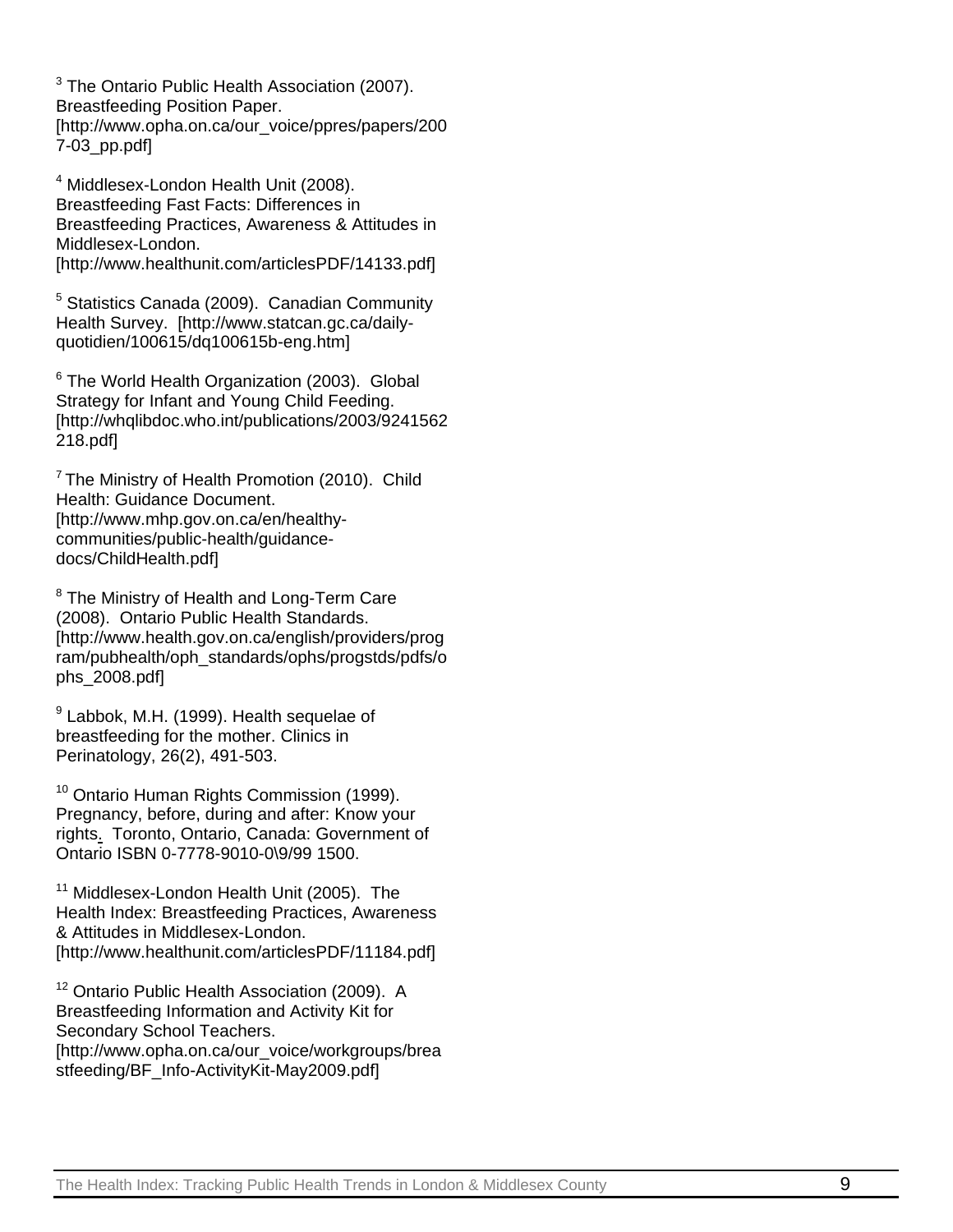[3] The Ontario Public Health Association (2007). Breastfeeding Position Paper. [http://www.opha.on.ca/our_voice/ppres/papers/2007-03_pp.pdf]

[4] Middlesex-London Health Unit (2008). Breastfeeding Fast Facts: Differences in Breastfeeding Practices, Awareness & Attitudes in Middlesex-London. [http://www.healthunit.com/articlesPDF/14133.pdf]

[5] Statistics Canada (2009). Canadian Community Health Survey. [http://www.statcan.gc.ca/daily-quotidien/100615/dq100615b-eng.htm]

[6] The World Health Organization (2003). Global Strategy for Infant and Young Child Feeding. [http://whqlibdoc.who.int/publications/2003/9241562218.pdf]

[7] The Ministry of Health Promotion (2010). Child Health: Guidance Document. [http://www.mhp.gov.on.ca/en/healthy-communities/public-health/guidance-docs/ChildHealth.pdf]

[8] The Ministry of Health and Long-Term Care (2008). Ontario Public Health Standards. [http://www.health.gov.on.ca/english/providers/program/pubhealth/oph_standards/ophs/progstds/pdfs/ophs_2008.pdf]

[9] Labbok, M.H. (1999). Health sequelae of breastfeeding for the mother. Clinics in Perinatology, 26(2), 491-503.

[10] Ontario Human Rights Commission (1999). Pregnancy, before, during and after: Know your rights. Toronto, Ontario, Canada: Government of Ontario ISBN 0-7778-9010-0\9/99 1500.

[11] Middlesex-London Health Unit (2005). The Health Index: Breastfeeding Practices, Awareness & Attitudes in Middlesex-London. [http://www.healthunit.com/articlesPDF/11184.pdf]

[12] Ontario Public Health Association (2009). A Breastfeeding Information and Activity Kit for Secondary School Teachers. [http://www.opha.on.ca/our_voice/workgroups/breastfeeding/BF_Info-ActivityKit-May2009.pdf]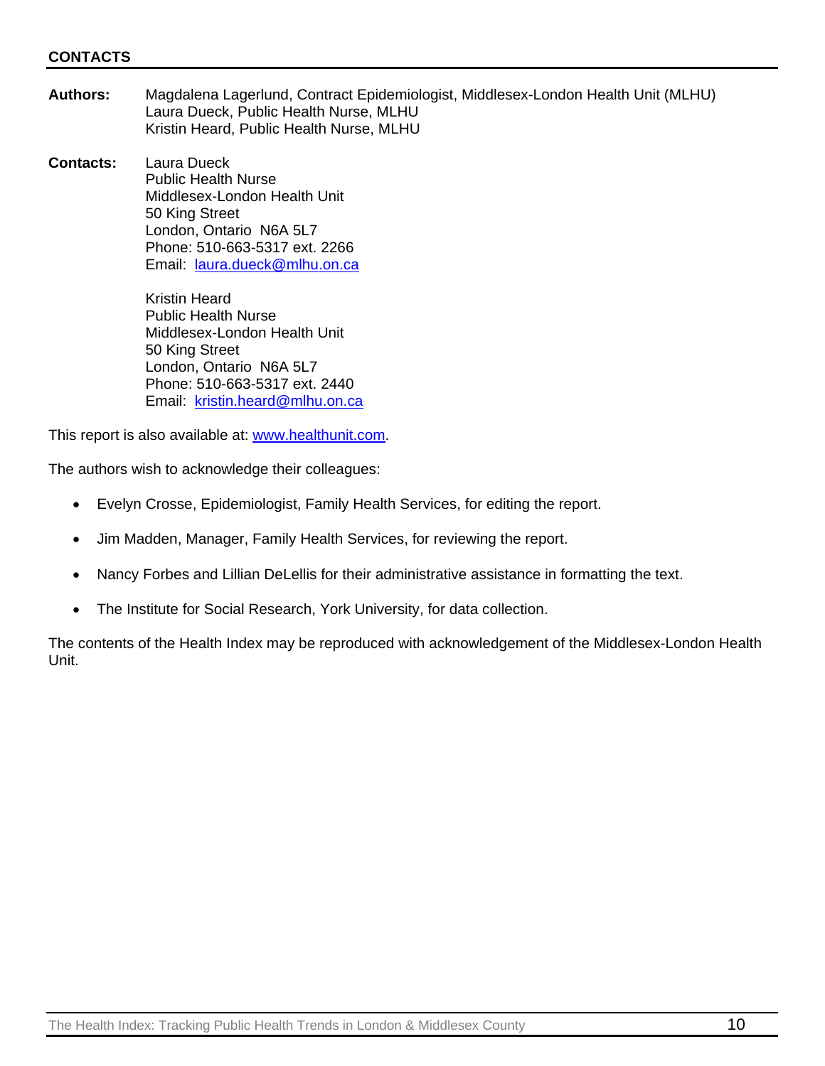## CONTACTS

**Authors:** Magdalena Lagerlund, Contract Epidemiologist, Middlesex-London Health Unit (MLHU)
Laura Dueck, Public Health Nurse, MLHU
Kristin Heard, Public Health Nurse, MLHU

**Contacts:** Laura Dueck
Public Health Nurse
Middlesex-London Health Unit
50 King Street
London, Ontario N6A 5L7
Phone: 510-663-5317 ext. 2266
Email: laura.dueck@mlhu.on.ca

Kristin Heard
Public Health Nurse
Middlesex-London Health Unit
50 King Street
London, Ontario N6A 5L7
Phone: 510-663-5317 ext. 2440
Email: kristin.heard@mlhu.on.ca

This report is also available at: www.healthunit.com.

The authors wish to acknowledge their colleagues:

- Evelyn Crosse, Epidemiologist, Family Health Services, for editing the report.
- Jim Madden, Manager, Family Health Services, for reviewing the report.
- Nancy Forbes and Lillian DeLellis for their administrative assistance in formatting the text.
- The Institute for Social Research, York University, for data collection.

The contents of the Health Index may be reproduced with acknowledgement of the Middlesex-London Health Unit.